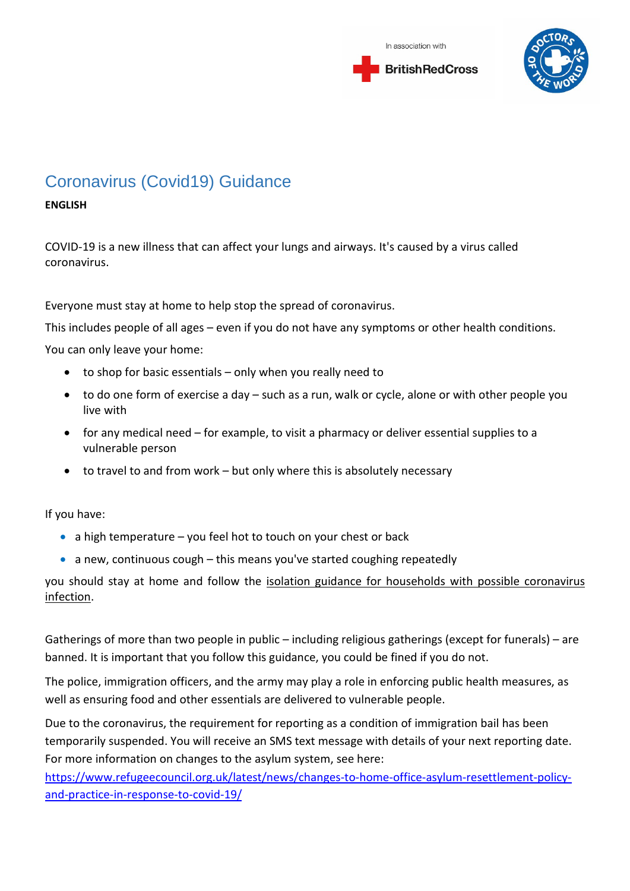In association with

BritishRedCross

# Coronavirus (Covid19) Guidance

**ENGLISH**

COVID-19 is a new illness that can affect your lungs and airways. It's caused by a virus called coronavirus.

Everyone must stay at home to help stop the spread of coronavirus.

This includes people of all ages – even if you do not have any symptoms or other health conditions.

You can only leave your home:

- to shop for basic essentials – only when you really need to
- to do one form of exercise a day – such as a run, walk or cycle, alone or with other people you live with
- for any medical need – for example, to visit a pharmacy or deliver essential supplies to a vulnerable person
- to travel to and from work – but only where this is absolutely necessary

If you have:

- a high temperature – you feel hot to touch on your chest or back
- a new, continuous cough – this means you've started coughing repeatedly

you should stay at home and follow the isolation guidance for households with possible coronavirus infection.

Gatherings of more than two people in public – including religious gatherings (except for funerals) – are banned. It is important that you follow this guidance, you could be fined if you do not.

The police, immigration officers, and the army may play a role in enforcing public health measures, as well as ensuring food and other essentials are delivered to vulnerable people.

Due to the coronavirus, the requirement for reporting as a condition of immigration bail has been temporarily suspended. You will receive an SMS text message with details of your next reporting date. For more information on changes to the asylum system, see here: https://www.refugeecouncil.org.uk/latest/news/changes-to-home-office-asylum-resettlement-policy-and-practice-in-response-to-covid-19/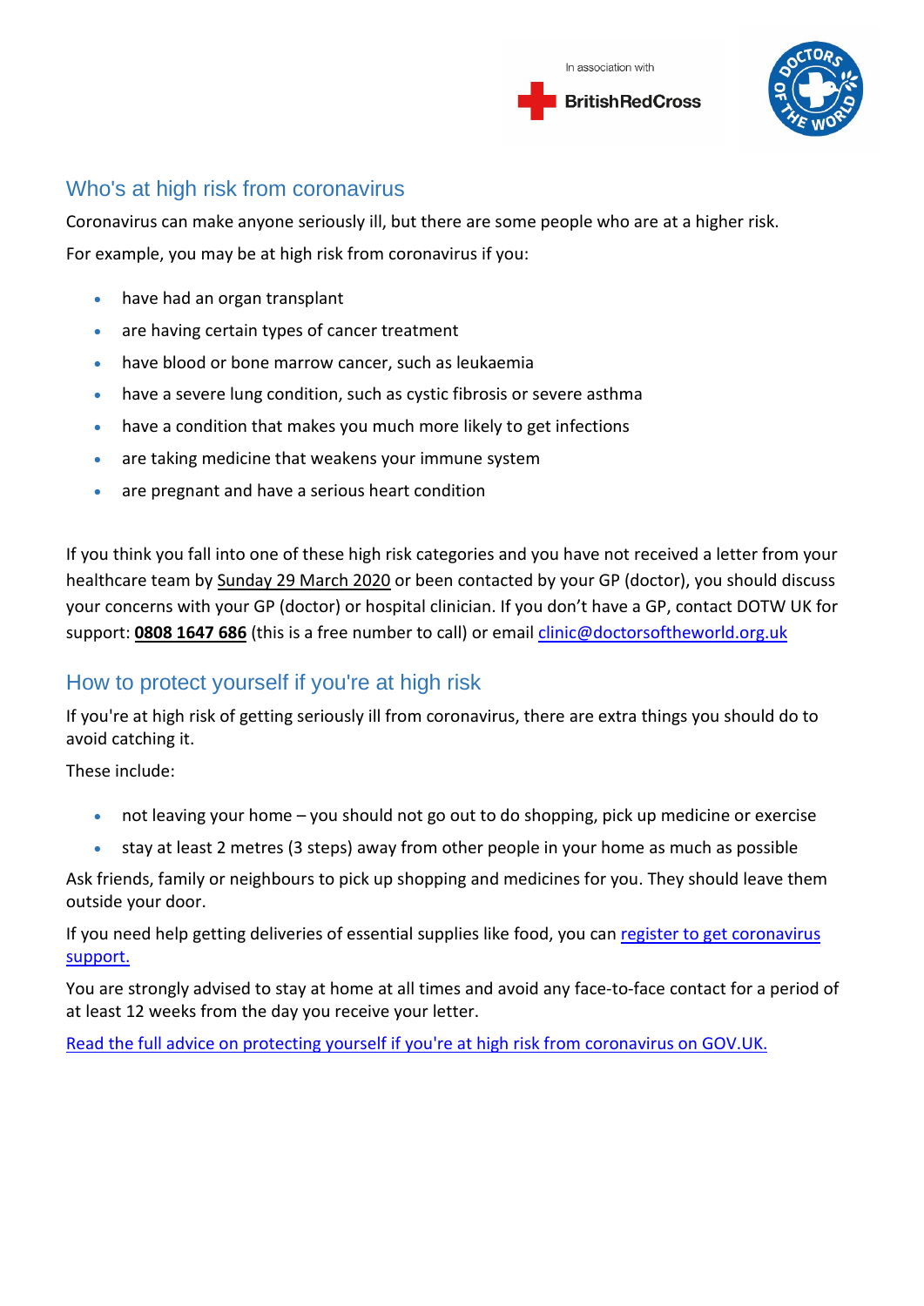## Who's at high risk from coronavirus

Coronavirus can make anyone seriously ill, but there are some people who are at a higher risk.

For example, you may be at high risk from coronavirus if you:

- have had an organ transplant
- are having certain types of cancer treatment
- have blood or bone marrow cancer, such as leukaemia
- have a severe lung condition, such as cystic fibrosis or severe asthma
- have a condition that makes you much more likely to get infections
- are taking medicine that weakens your immune system
- are pregnant and have a serious heart condition

If you think you fall into one of these high risk categories and you have not received a letter from your healthcare team by Sunday 29 March 2020 or been contacted by your GP (doctor), you should discuss your concerns with your GP (doctor) or hospital clinician. If you don't have a GP, contact DOTW UK for support: **0808 1647 686** (this is a free number to call) or email clinic@doctorsoftheworld.org.uk

## How to protect yourself if you're at high risk

If you're at high risk of getting seriously ill from coronavirus, there are extra things you should do to avoid catching it.

These include:

- not leaving your home – you should not go out to do shopping, pick up medicine or exercise
- stay at least 2 metres (3 steps) away from other people in your home as much as possible

Ask friends, family or neighbours to pick up shopping and medicines for you. They should leave them outside your door.

If you need help getting deliveries of essential supplies like food, you can register to get coronavirus support.

You are strongly advised to stay at home at all times and avoid any face-to-face contact for a period of at least 12 weeks from the day you receive your letter.

Read the full advice on protecting yourself if you're at high risk from coronavirus on GOV.UK.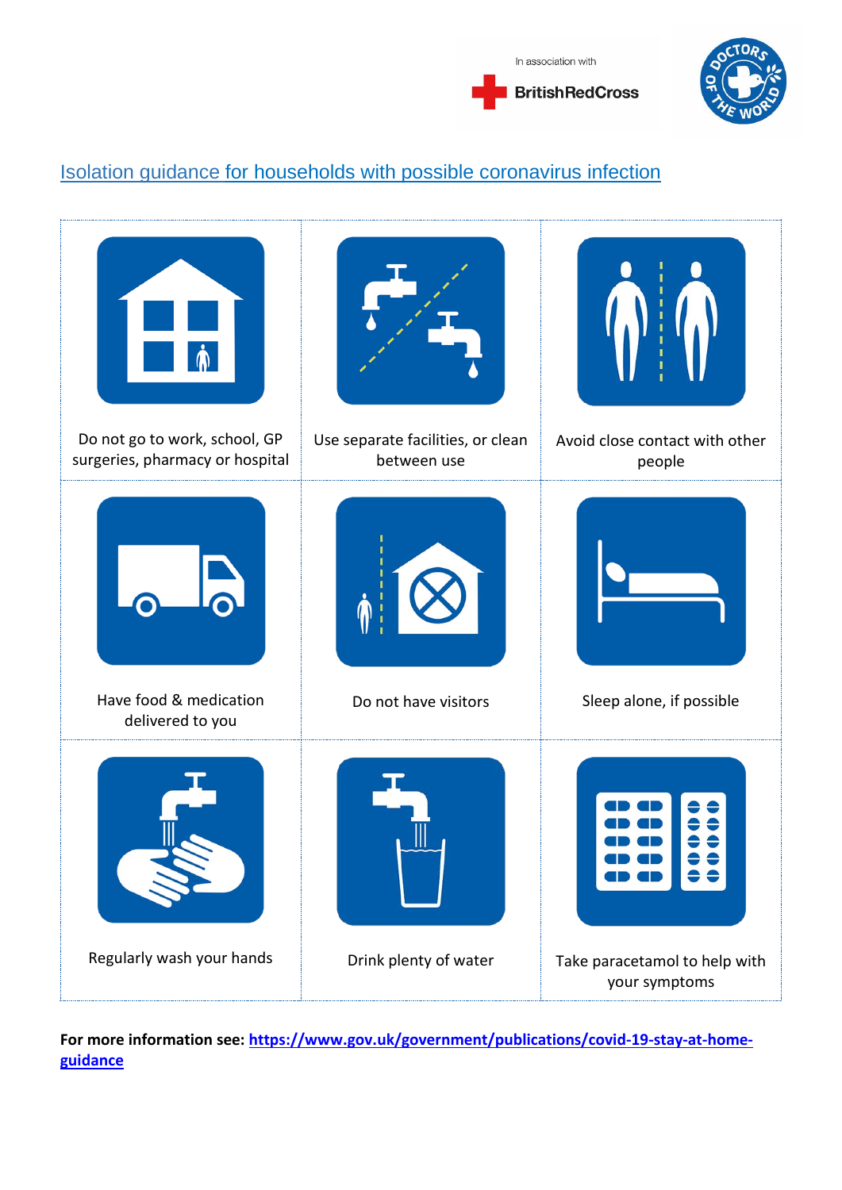In association with

BritishRedCross

DOCTORS OF THE WORLD

## Isolation guidance for households with possible coronavirus infection

| | | |
|---|---|---|
| Do not go to work, school, GP surgeries, pharmacy or hospital | Use separate facilities, or clean between use | Avoid close contact with other people |
| Have food & medication delivered to you | Do not have visitors | Sleep alone, if possible |
| Regularly wash your hands | Drink plenty of water | Take paracetamol to help with your symptoms |

**For more information see: [https://www.gov.uk/government/publications/covid-19-stay-at-home-guidance](https://www.gov.uk/government/publications/covid-19-stay-at-home-guidance)**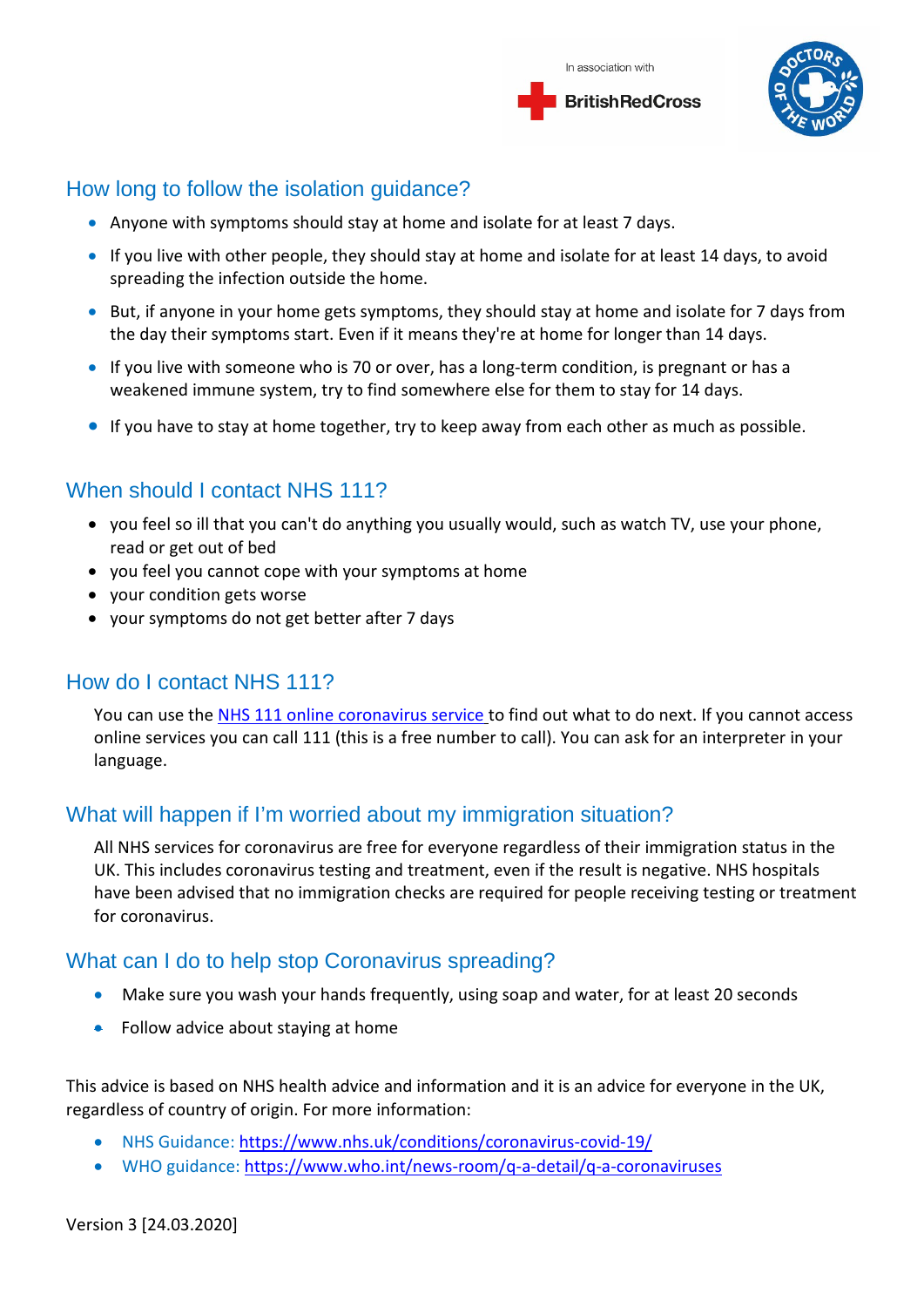In association with

BritishRedCross

## How long to follow the isolation guidance?

- Anyone with symptoms should stay at home and isolate for at least 7 days.
- If you live with other people, they should stay at home and isolate for at least 14 days, to avoid spreading the infection outside the home.
- But, if anyone in your home gets symptoms, they should stay at home and isolate for 7 days from the day their symptoms start. Even if it means they're at home for longer than 14 days.
- If you live with someone who is 70 or over, has a long-term condition, is pregnant or has a weakened immune system, try to find somewhere else for them to stay for 14 days.
- If you have to stay at home together, try to keep away from each other as much as possible.

## When should I contact NHS 111?

- you feel so ill that you can't do anything you usually would, such as watch TV, use your phone, read or get out of bed
- you feel you cannot cope with your symptoms at home
- your condition gets worse
- your symptoms do not get better after 7 days

## How do I contact NHS 111?

You can use the NHS 111 online coronavirus service to find out what to do next. If you cannot access online services you can call 111 (this is a free number to call). You can ask for an interpreter in your language.

## What will happen if I'm worried about my immigration situation?

All NHS services for coronavirus are free for everyone regardless of their immigration status in the UK. This includes coronavirus testing and treatment, even if the result is negative. NHS hospitals have been advised that no immigration checks are required for people receiving testing or treatment for coronavirus.

## What can I do to help stop Coronavirus spreading?

- Make sure you wash your hands frequently, using soap and water, for at least 20 seconds
- Follow advice about staying at home

This advice is based on NHS health advice and information and it is an advice for everyone in the UK, regardless of country of origin. For more information:

- NHS Guidance: https://www.nhs.uk/conditions/coronavirus-covid-19/
- WHO guidance: https://www.who.int/news-room/q-a-detail/q-a-coronaviruses

Version 3 [24.03.2020]